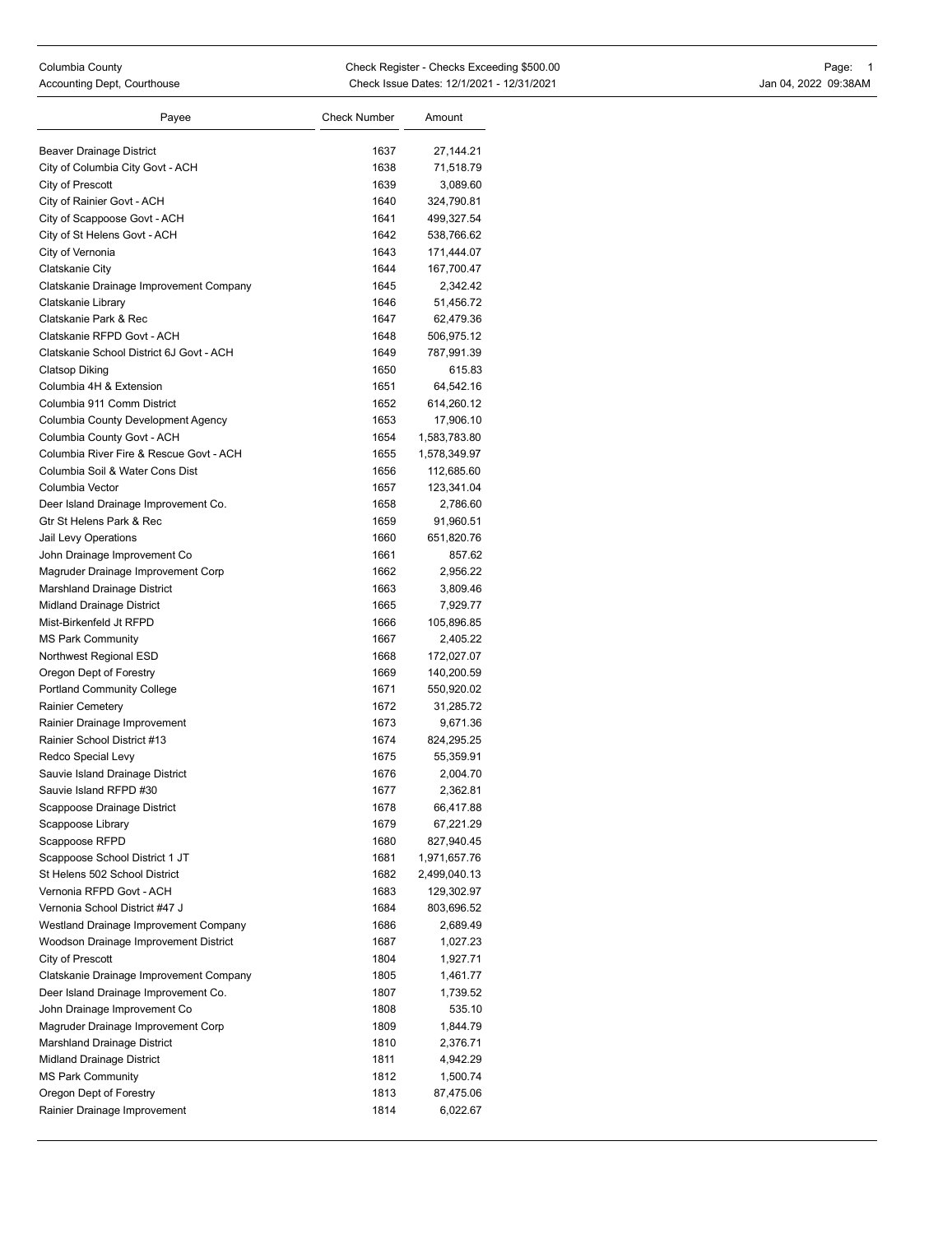Columbia County
Accounting Dept, Courthouse

Check Register - Checks Exceeding $500.00
Check Issue Dates: 12/1/2021 - 12/31/2021

Jan 04, 2022 09:38AM

| Payee | Check Number | Amount |
|---|---|---|
| Beaver Drainage District | 1637 | 27,144.21 |
| City of Columbia City Govt - ACH | 1638 | 71,518.79 |
| City of Prescott | 1639 | 3,089.60 |
| City of Rainier Govt - ACH | 1640 | 324,790.81 |
| City of Scappoose Govt - ACH | 1641 | 499,327.54 |
| City of St Helens Govt - ACH | 1642 | 538,766.62 |
| City of Vernonia | 1643 | 171,444.07 |
| Clatskanie City | 1644 | 167,700.47 |
| Clatskanie Drainage Improvement Company | 1645 | 2,342.42 |
| Clatskanie Library | 1646 | 51,456.72 |
| Clatskanie Park & Rec | 1647 | 62,479.36 |
| Clatskanie RFPD Govt - ACH | 1648 | 506,975.12 |
| Clatskanie School District 6J Govt - ACH | 1649 | 787,991.39 |
| Clatsop Diking | 1650 | 615.83 |
| Columbia 4H & Extension | 1651 | 64,542.16 |
| Columbia 911 Comm District | 1652 | 614,260.12 |
| Columbia County Development Agency | 1653 | 17,906.10 |
| Columbia County Govt - ACH | 1654 | 1,583,783.80 |
| Columbia River Fire & Rescue Govt - ACH | 1655 | 1,578,349.97 |
| Columbia Soil & Water Cons Dist | 1656 | 112,685.60 |
| Columbia Vector | 1657 | 123,341.04 |
| Deer Island Drainage Improvement Co. | 1658 | 2,786.60 |
| Gtr St Helens Park & Rec | 1659 | 91,960.51 |
| Jail Levy Operations | 1660 | 651,820.76 |
| John Drainage Improvement Co | 1661 | 857.62 |
| Magruder Drainage Improvement Corp | 1662 | 2,956.22 |
| Marshland Drainage District | 1663 | 3,809.46 |
| Midland Drainage District | 1665 | 7,929.77 |
| Mist-Birkenfeld Jt RFPD | 1666 | 105,896.85 |
| MS Park Community | 1667 | 2,405.22 |
| Northwest Regional ESD | 1668 | 172,027.07 |
| Oregon Dept of Forestry | 1669 | 140,200.59 |
| Portland Community College | 1671 | 550,920.02 |
| Rainier Cemetery | 1672 | 31,285.72 |
| Rainier Drainage Improvement | 1673 | 9,671.36 |
| Rainier School District #13 | 1674 | 824,295.25 |
| Redco Special Levy | 1675 | 55,359.91 |
| Sauvie Island Drainage District | 1676 | 2,004.70 |
| Sauvie Island RFPD #30 | 1677 | 2,362.81 |
| Scappoose Drainage District | 1678 | 66,417.88 |
| Scappoose Library | 1679 | 67,221.29 |
| Scappoose RFPD | 1680 | 827,940.45 |
| Scappoose School District 1 JT | 1681 | 1,971,657.76 |
| St Helens 502 School District | 1682 | 2,499,040.13 |
| Vernonia RFPD Govt - ACH | 1683 | 129,302.97 |
| Vernonia School District #47 J | 1684 | 803,696.52 |
| Westland Drainage Improvement Company | 1686 | 2,689.49 |
| Woodson Drainage Improvement District | 1687 | 1,027.23 |
| City of Prescott | 1804 | 1,927.71 |
| Clatskanie Drainage Improvement Company | 1805 | 1,461.77 |
| Deer Island Drainage Improvement Co. | 1807 | 1,739.52 |
| John Drainage Improvement Co | 1808 | 535.10 |
| Magruder Drainage Improvement Corp | 1809 | 1,844.79 |
| Marshland Drainage District | 1810 | 2,376.71 |
| Midland Drainage District | 1811 | 4,942.29 |
| MS Park Community | 1812 | 1,500.74 |
| Oregon Dept of Forestry | 1813 | 87,475.06 |
| Rainier Drainage Improvement | 1814 | 6,022.67 |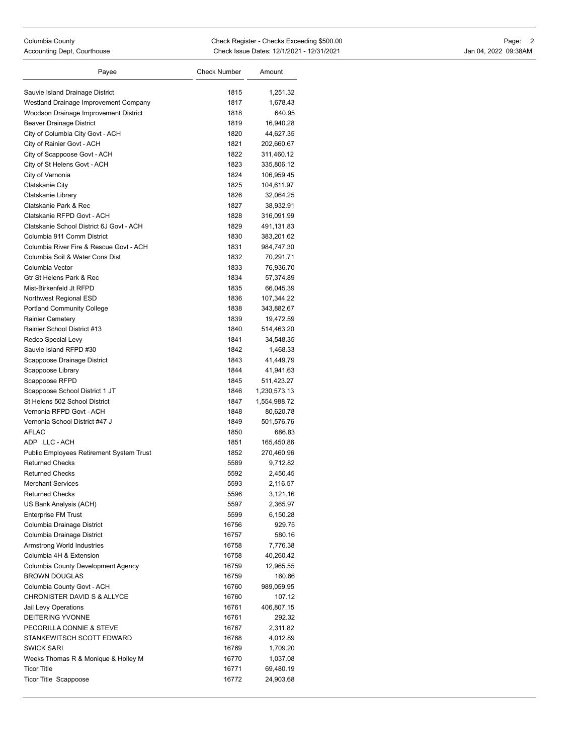| Payee | Check Number | Amount |
|---|---|---|
| Sauvie Island Drainage District | 1815 | 1,251.32 |
| Westland Drainage Improvement Company | 1817 | 1,678.43 |
| Woodson Drainage Improvement District | 1818 | 640.95 |
| Beaver Drainage District | 1819 | 16,940.28 |
| City of Columbia City Govt - ACH | 1820 | 44,627.35 |
| City of Rainier Govt - ACH | 1821 | 202,660.67 |
| City of Scappoose Govt - ACH | 1822 | 311,460.12 |
| City of St Helens Govt - ACH | 1823 | 335,806.12 |
| City of Vernonia | 1824 | 106,959.45 |
| Clatskanie City | 1825 | 104,611.97 |
| Clatskanie Library | 1826 | 32,064.25 |
| Clatskanie Park & Rec | 1827 | 38,932.91 |
| Clatskanie RFPD Govt - ACH | 1828 | 316,091.99 |
| Clatskanie School District 6J Govt - ACH | 1829 | 491,131.83 |
| Columbia 911 Comm District | 1830 | 383,201.62 |
| Columbia River Fire & Rescue Govt - ACH | 1831 | 984,747.30 |
| Columbia Soil & Water Cons Dist | 1832 | 70,291.71 |
| Columbia Vector | 1833 | 76,936.70 |
| Gtr St Helens Park & Rec | 1834 | 57,374.89 |
| Mist-Birkenfeld Jt RFPD | 1835 | 66,045.39 |
| Northwest Regional ESD | 1836 | 107,344.22 |
| Portland Community College | 1838 | 343,882.67 |
| Rainier Cemetery | 1839 | 19,472.59 |
| Rainier School District #13 | 1840 | 514,463.20 |
| Redco Special Levy | 1841 | 34,548.35 |
| Sauvie Island RFPD #30 | 1842 | 1,468.33 |
| Scappoose Drainage District | 1843 | 41,449.79 |
| Scappoose Library | 1844 | 41,941.63 |
| Scappoose RFPD | 1845 | 511,423.27 |
| Scappoose School District 1 JT | 1846 | 1,230,573.13 |
| St Helens 502 School District | 1847 | 1,554,988.72 |
| Vernonia RFPD Govt - ACH | 1848 | 80,620.78 |
| Vernonia School District #47 J | 1849 | 501,576.76 |
| AFLAC | 1850 | 686.83 |
| ADP LLC - ACH | 1851 | 165,450.86 |
| Public Employees Retirement System Trust | 1852 | 270,460.96 |
| Returned Checks | 5589 | 9,712.82 |
| Returned Checks | 5592 | 2,450.45 |
| Merchant Services | 5593 | 2,116.57 |
| Returned Checks | 5596 | 3,121.16 |
| US Bank Analysis (ACH) | 5597 | 2,365.97 |
| Enterprise FM Trust | 5599 | 6,150.28 |
| Columbia Drainage District | 16756 | 929.75 |
| Columbia Drainage District | 16757 | 580.16 |
| Armstrong World Industries | 16758 | 7,776.38 |
| Columbia 4H & Extension | 16758 | 40,260.42 |
| Columbia County Development Agency | 16759 | 12,965.55 |
| BROWN DOUGLAS | 16759 | 160.66 |
| Columbia County Govt - ACH | 16760 | 989,059.95 |
| CHRONISTER DAVID S & ALLYCE | 16760 | 107.12 |
| Jail Levy Operations | 16761 | 406,807.15 |
| DEITERING YVONNE | 16761 | 292.32 |
| PECORILLA CONNIE & STEVE | 16767 | 2,311.82 |
| STANKEWITSCH SCOTT EDWARD | 16768 | 4,012.89 |
| SWICK SARI | 16769 | 1,709.20 |
| Weeks Thomas R & Monique & Holley M | 16770 | 1,037.08 |
| Ticor Title | 16771 | 69,480.19 |
| Ticor Title Scappoose | 16772 | 24,903.68 |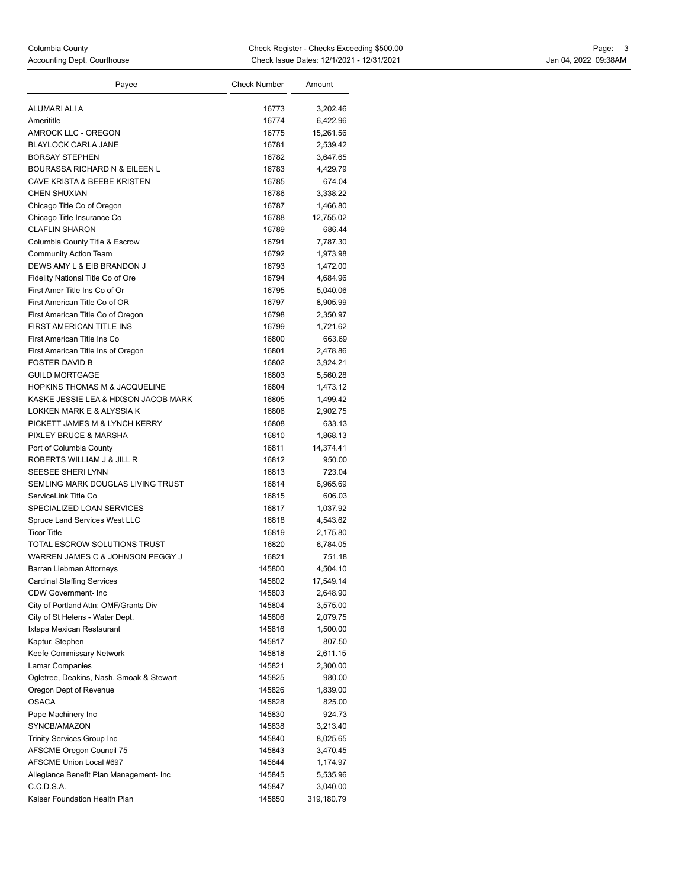| Payee | Check Number | Amount |
|---|---|---|
| ALUMARI ALI A | 16773 | 3,202.46 |
| Ameritittle | 16774 | 6,422.96 |
| AMROCK LLC - OREGON | 16775 | 15,261.56 |
| BLAYLOCK CARLA JANE | 16781 | 2,539.42 |
| BORSAY STEPHEN | 16782 | 3,647.65 |
| BOURASSA RICHARD N & EILEEN L | 16783 | 4,429.79 |
| CAVE KRISTA & BEEBE KRISTEN | 16785 | 674.04 |
| CHEN SHUXIAN | 16786 | 3,338.22 |
| Chicago Title Co of Oregon | 16787 | 1,466.80 |
| Chicago Title Insurance Co | 16788 | 12,755.02 |
| CLAFLIN SHARON | 16789 | 686.44 |
| Columbia County Title & Escrow | 16791 | 7,787.30 |
| Community Action Team | 16792 | 1,973.98 |
| DEWS AMY L & EIB BRANDON J | 16793 | 1,472.00 |
| Fidelity National Title Co of Ore | 16794 | 4,684.96 |
| First Amer Title Ins Co of Or | 16795 | 5,040.06 |
| First American Title Co of OR | 16797 | 8,905.99 |
| First American Title Co of Oregon | 16798 | 2,350.97 |
| FIRST AMERICAN TITLE INS | 16799 | 1,721.62 |
| First American Title Ins Co | 16800 | 663.69 |
| First American Title Ins of Oregon | 16801 | 2,478.86 |
| FOSTER DAVID B | 16802 | 3,924.21 |
| GUILD MORTGAGE | 16803 | 5,560.28 |
| HOPKINS THOMAS M & JACQUELINE | 16804 | 1,473.12 |
| KASKE JESSIE LEA & HIXSON JACOB MARK | 16805 | 1,499.42 |
| LOKKEN MARK E & ALYSSIA K | 16806 | 2,902.75 |
| PICKETT JAMES M & LYNCH KERRY | 16808 | 633.13 |
| PIXLEY BRUCE & MARSHA | 16810 | 1,868.13 |
| Port of Columbia County | 16811 | 14,374.41 |
| ROBERTS WILLIAM J & JILL R | 16812 | 950.00 |
| SEESEE SHERI LYNN | 16813 | 723.04 |
| SEMLING MARK DOUGLAS LIVING TRUST | 16814 | 6,965.69 |
| ServiceLink Title Co | 16815 | 606.03 |
| SPECIALIZED LOAN SERVICES | 16817 | 1,037.92 |
| Spruce Land Services West LLC | 16818 | 4,543.62 |
| Ticor Title | 16819 | 2,175.80 |
| TOTAL ESCROW SOLUTIONS TRUST | 16820 | 6,784.05 |
| WARREN JAMES C & JOHNSON PEGGY J | 16821 | 751.18 |
| Barran Liebman Attorneys | 145800 | 4,504.10 |
| Cardinal Staffing Services | 145802 | 17,549.14 |
| CDW Government- Inc | 145803 | 2,648.90 |
| City of Portland Attn: OMF/Grants Div | 145804 | 3,575.00 |
| City of St Helens - Water Dept. | 145806 | 2,079.75 |
| Ixtapa Mexican Restaurant | 145816 | 1,500.00 |
| Kaptur, Stephen | 145817 | 807.50 |
| Keefe Commissary Network | 145818 | 2,611.15 |
| Lamar Companies | 145821 | 2,300.00 |
| Ogletree, Deakins, Nash, Smoak & Stewart | 145825 | 980.00 |
| Oregon Dept of Revenue | 145826 | 1,839.00 |
| OSACA | 145828 | 825.00 |
| Pape Machinery Inc | 145830 | 924.73 |
| SYNCB/AMAZON | 145838 | 3,213.40 |
| Trinity Services Group Inc | 145840 | 8,025.65 |
| AFSCME Oregon Council 75 | 145843 | 3,470.45 |
| AFSCME Union Local #697 | 145844 | 1,174.97 |
| Allegiance Benefit Plan Management- Inc | 145845 | 5,535.96 |
| C.C.D.S.A. | 145847 | 3,040.00 |
| Kaiser Foundation Health Plan | 145850 | 319,180.79 |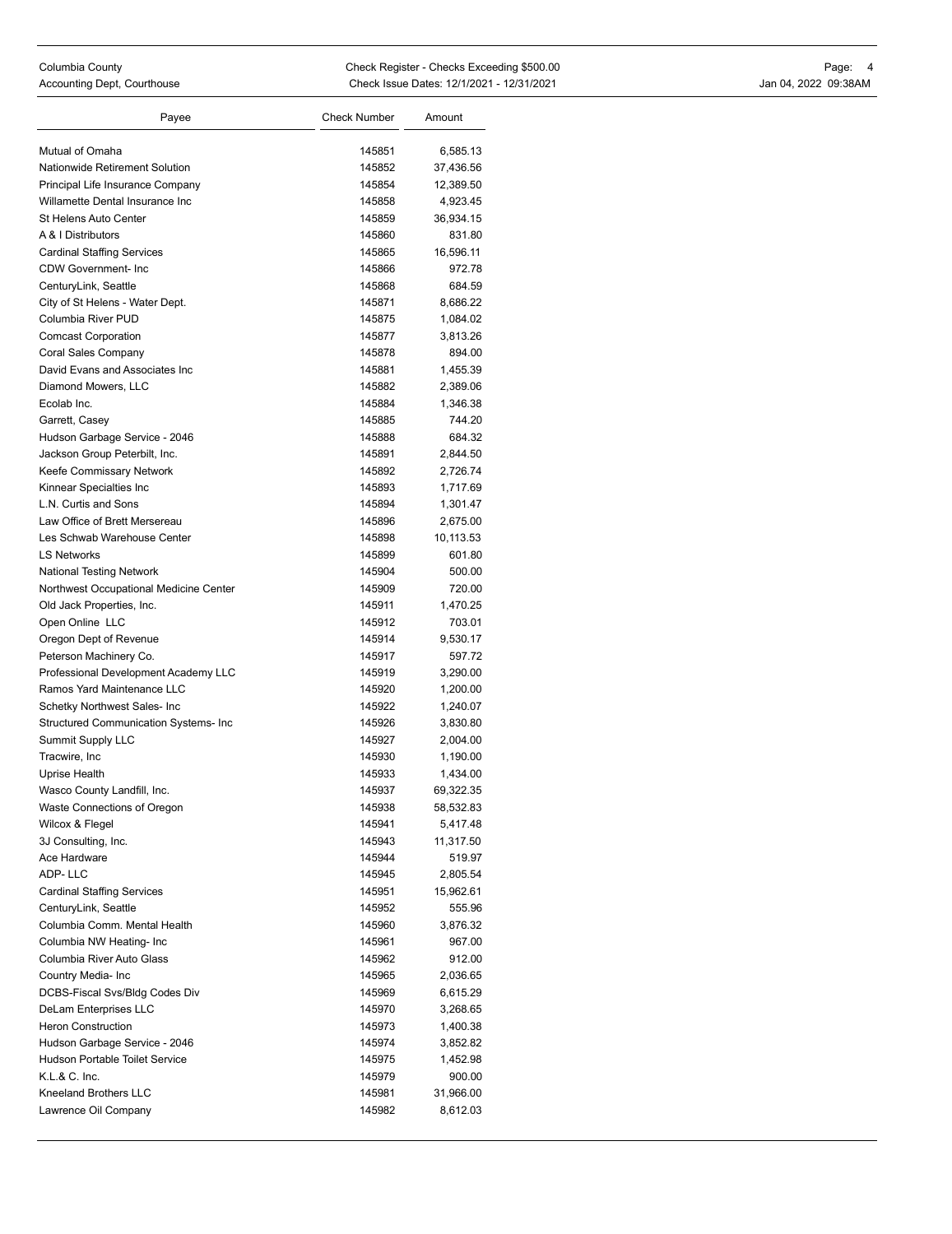| Payee | Check Number | Amount |
|---|---|---|
| Mutual of Omaha | 145851 | 6,585.13 |
| Nationwide Retirement Solution | 145852 | 37,436.56 |
| Principal Life Insurance Company | 145854 | 12,389.50 |
| Willamette Dental Insurance Inc | 145858 | 4,923.45 |
| St Helens Auto Center | 145859 | 36,934.15 |
| A & I Distributors | 145860 | 831.80 |
| Cardinal Staffing Services | 145865 | 16,596.11 |
| CDW Government- Inc | 145866 | 972.78 |
| CenturyLink, Seattle | 145868 | 684.59 |
| City of St Helens - Water Dept. | 145871 | 8,686.22 |
| Columbia River PUD | 145875 | 1,084.02 |
| Comcast Corporation | 145877 | 3,813.26 |
| Coral Sales Company | 145878 | 894.00 |
| David Evans and Associates Inc | 145881 | 1,455.39 |
| Diamond Mowers, LLC | 145882 | 2,389.06 |
| Ecolab Inc. | 145884 | 1,346.38 |
| Garrett, Casey | 145885 | 744.20 |
| Hudson Garbage Service - 2046 | 145888 | 684.32 |
| Jackson Group Peterbilt, Inc. | 145891 | 2,844.50 |
| Keefe Commissary Network | 145892 | 2,726.74 |
| Kinnear Specialties Inc | 145893 | 1,717.69 |
| L.N. Curtis and Sons | 145894 | 1,301.47 |
| Law Office of Brett Mersereau | 145896 | 2,675.00 |
| Les Schwab Warehouse Center | 145898 | 10,113.53 |
| LS Networks | 145899 | 601.80 |
| National Testing Network | 145904 | 500.00 |
| Northwest Occupational Medicine Center | 145909 | 720.00 |
| Old Jack Properties, Inc. | 145911 | 1,470.25 |
| Open Online LLC | 145912 | 703.01 |
| Oregon Dept of Revenue | 145914 | 9,530.17 |
| Peterson Machinery Co. | 145917 | 597.72 |
| Professional Development Academy LLC | 145919 | 3,290.00 |
| Ramos Yard Maintenance LLC | 145920 | 1,200.00 |
| Schetky Northwest Sales- Inc | 145922 | 1,240.07 |
| Structured Communication Systems- Inc | 145926 | 3,830.80 |
| Summit Supply LLC | 145927 | 2,004.00 |
| Tracwire, Inc | 145930 | 1,190.00 |
| Uprise Health | 145933 | 1,434.00 |
| Wasco County Landfill, Inc. | 145937 | 69,322.35 |
| Waste Connections of Oregon | 145938 | 58,532.83 |
| Wilcox & Flegel | 145941 | 5,417.48 |
| 3J Consulting, Inc. | 145943 | 11,317.50 |
| Ace Hardware | 145944 | 519.97 |
| ADP- LLC | 145945 | 2,805.54 |
| Cardinal Staffing Services | 145951 | 15,962.61 |
| CenturyLink, Seattle | 145952 | 555.96 |
| Columbia Comm. Mental Health | 145960 | 3,876.32 |
| Columbia NW Heating- Inc | 145961 | 967.00 |
| Columbia River Auto Glass | 145962 | 912.00 |
| Country Media- Inc | 145965 | 2,036.65 |
| DCBS-Fiscal Svs/Bldg Codes Div | 145969 | 6,615.29 |
| DeLam Enterprises LLC | 145970 | 3,268.65 |
| Heron Construction | 145973 | 1,400.38 |
| Hudson Garbage Service - 2046 | 145974 | 3,852.82 |
| Hudson Portable Toilet Service | 145975 | 1,452.98 |
| K.L.& C. Inc. | 145979 | 900.00 |
| Kneeland Brothers LLC | 145981 | 31,966.00 |
| Lawrence Oil Company | 145982 | 8,612.03 |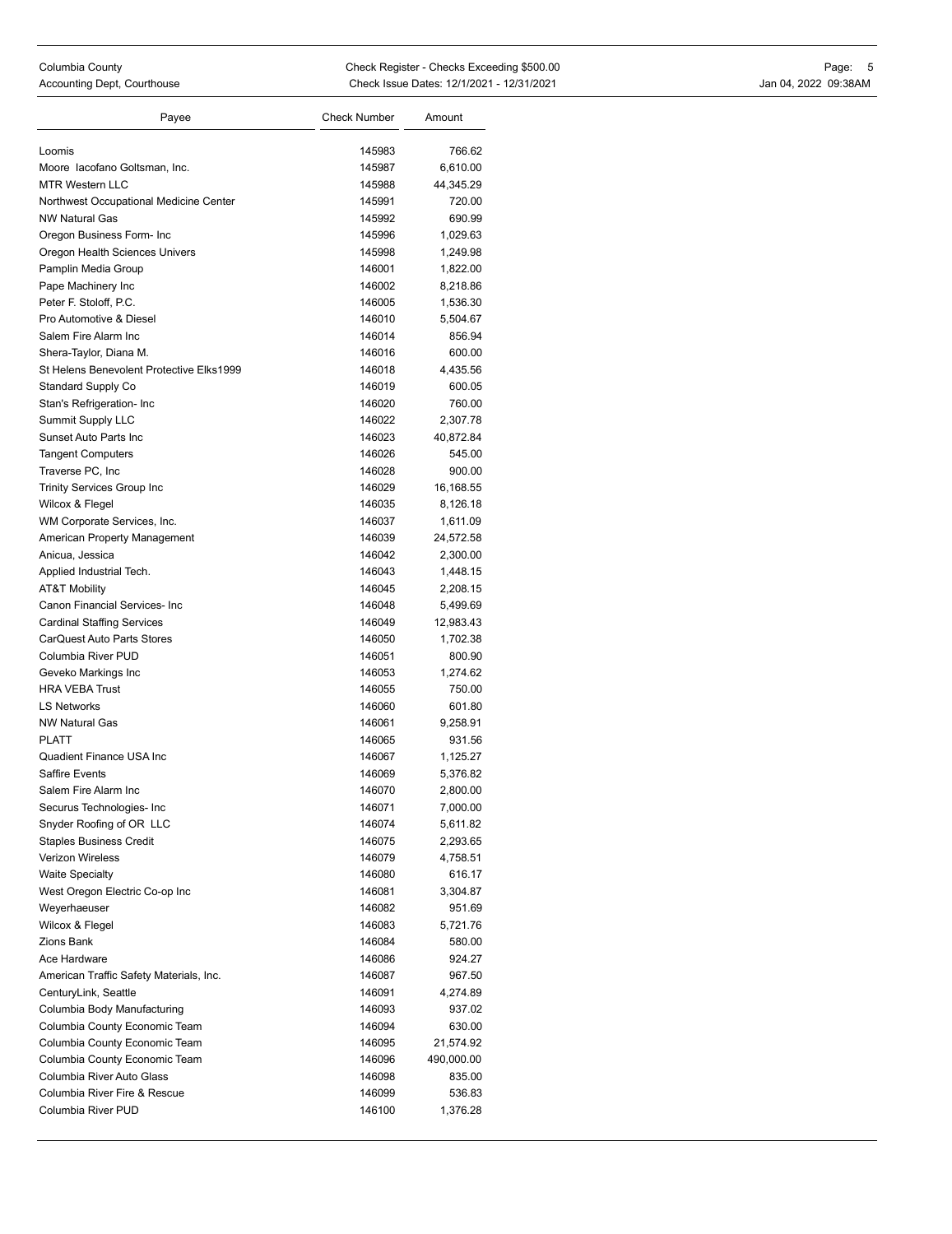| Payee | Check Number | Amount |
|---|---|---|
| Loomis | 145983 | 766.62 |
| Moore Iacofano Goltsman, Inc. | 145987 | 6,610.00 |
| MTR Western LLC | 145988 | 44,345.29 |
| Northwest Occupational Medicine Center | 145991 | 720.00 |
| NW Natural Gas | 145992 | 690.99 |
| Oregon Business Form- Inc | 145996 | 1,029.63 |
| Oregon Health Sciences Univers | 145998 | 1,249.98 |
| Pamplin Media Group | 146001 | 1,822.00 |
| Pape Machinery Inc | 146002 | 8,218.86 |
| Peter F. Stoloff, P.C. | 146005 | 1,536.30 |
| Pro Automotive & Diesel | 146010 | 5,504.67 |
| Salem Fire Alarm Inc | 146014 | 856.94 |
| Shera-Taylor, Diana M. | 146016 | 600.00 |
| St Helens Benevolent Protective Elks1999 | 146018 | 4,435.56 |
| Standard Supply Co | 146019 | 600.05 |
| Stan's Refrigeration- Inc | 146020 | 760.00 |
| Summit Supply LLC | 146022 | 2,307.78 |
| Sunset Auto Parts Inc | 146023 | 40,872.84 |
| Tangent Computers | 146026 | 545.00 |
| Traverse PC, Inc | 146028 | 900.00 |
| Trinity Services Group Inc | 146029 | 16,168.55 |
| Wilcox & Flegel | 146035 | 8,126.18 |
| WM Corporate Services, Inc. | 146037 | 1,611.09 |
| American Property Management | 146039 | 24,572.58 |
| Anicua, Jessica | 146042 | 2,300.00 |
| Applied Industrial Tech. | 146043 | 1,448.15 |
| AT&T Mobility | 146045 | 2,208.15 |
| Canon Financial Services- Inc | 146048 | 5,499.69 |
| Cardinal Staffing Services | 146049 | 12,983.43 |
| CarQuest Auto Parts Stores | 146050 | 1,702.38 |
| Columbia River PUD | 146051 | 800.90 |
| Geveko Markings Inc | 146053 | 1,274.62 |
| HRA VEBA Trust | 146055 | 750.00 |
| LS Networks | 146060 | 601.80 |
| NW Natural Gas | 146061 | 9,258.91 |
| PLATT | 146065 | 931.56 |
| Quadient Finance USA Inc | 146067 | 1,125.27 |
| Saffire Events | 146069 | 5,376.82 |
| Salem Fire Alarm Inc | 146070 | 2,800.00 |
| Securus Technologies- Inc | 146071 | 7,000.00 |
| Snyder Roofing of OR LLC | 146074 | 5,611.82 |
| Staples Business Credit | 146075 | 2,293.65 |
| Verizon Wireless | 146079 | 4,758.51 |
| Waite Specialty | 146080 | 616.17 |
| West Oregon Electric Co-op Inc | 146081 | 3,304.87 |
| Weyerhaeuser | 146082 | 951.69 |
| Wilcox & Flegel | 146083 | 5,721.76 |
| Zions Bank | 146084 | 580.00 |
| Ace Hardware | 146086 | 924.27 |
| American Traffic Safety Materials, Inc. | 146087 | 967.50 |
| CenturyLink, Seattle | 146091 | 4,274.89 |
| Columbia Body Manufacturing | 146093 | 937.02 |
| Columbia County Economic Team | 146094 | 630.00 |
| Columbia County Economic Team | 146095 | 21,574.92 |
| Columbia County Economic Team | 146096 | 490,000.00 |
| Columbia River Auto Glass | 146098 | 835.00 |
| Columbia River Fire & Rescue | 146099 | 536.83 |
| Columbia River PUD | 146100 | 1,376.28 |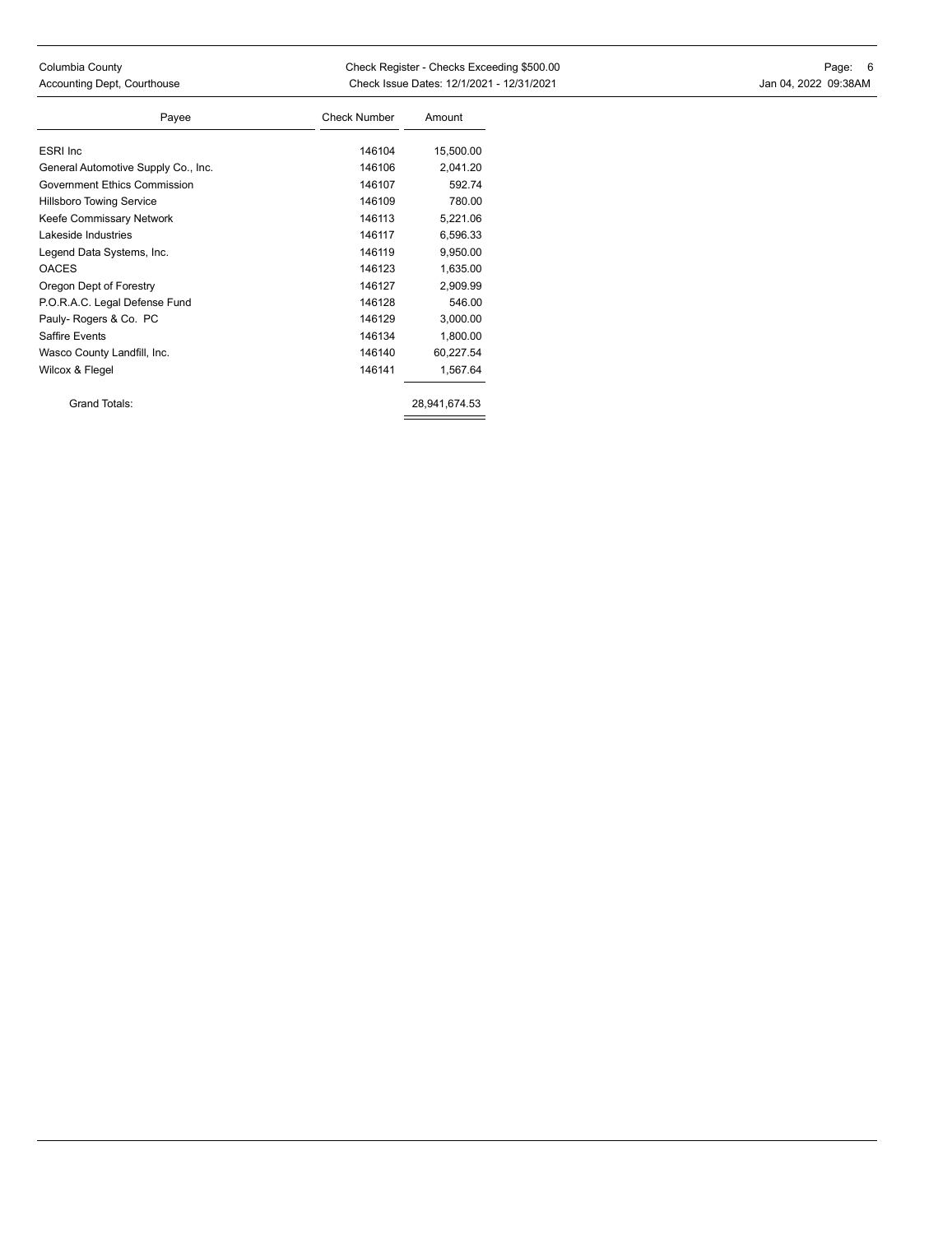| Payee | Check Number | Amount |
| --- | --- | --- |
| ESRI Inc | 146104 | 15,500.00 |
| General Automotive Supply Co., Inc. | 146106 | 2,041.20 |
| Government Ethics Commission | 146107 | 592.74 |
| Hillsboro Towing Service | 146109 | 780.00 |
| Keefe Commissary Network | 146113 | 5,221.06 |
| Lakeside Industries | 146117 | 6,596.33 |
| Legend Data Systems, Inc. | 146119 | 9,950.00 |
| OACES | 146123 | 1,635.00 |
| Oregon Dept of Forestry | 146127 | 2,909.99 |
| P.O.R.A.C. Legal Defense Fund | 146128 | 546.00 |
| Pauly- Rogers & Co. PC | 146129 | 3,000.00 |
| Saffire Events | 146134 | 1,800.00 |
| Wasco County Landfill, Inc. | 146140 | 60,227.54 |
| Wilcox & Flegel | 146141 | 1,567.64 |
| Grand Totals: | | 28,941,674.53 |